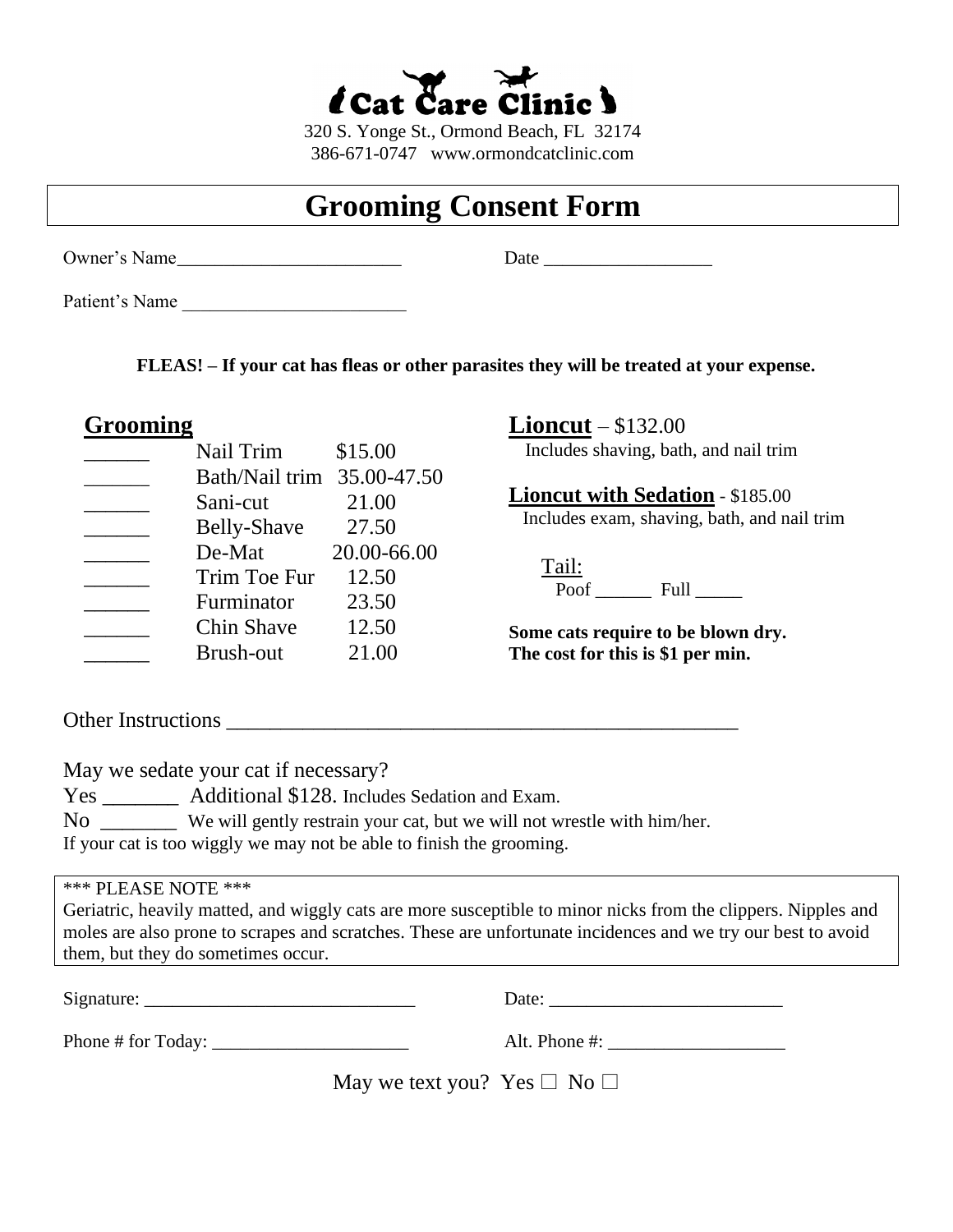# Cat Care Clinic

320 S. Yonge St., Ormond Beach, FL 32174
386-671-0747 www.ormondcatclinic.com

## Grooming Consent Form

Owner's Name_________________________ Date ___________________

Patient's Name _________________________

**FLEAS! – If your cat has fleas or other parasites they will be treated at your expense.**

### Grooming

| | Service | Price |
|---|---|---|
| ______ | Nail Trim | $15.00 |
| ______ | Bath/Nail trim | 35.00-47.50 |
| ______ | Sani-cut | 21.00 |
| ______ | Belly-Shave | 27.50 |
| ______ | De-Mat | 20.00-66.00 |
| ______ | Trim Toe Fur | 12.50 |
| ______ | Furminator | 23.50 |
| ______ | Chin Shave | 12.50 |
| ______ | Brush-out | 21.00 |

**Lioncut** – $132.00
Includes shaving, bath, and nail trim

**Lioncut with Sedation** - $185.00
Includes exam, shaving, bath, and nail trim

Tail:
Poof ______ Full _____

**Some cats require to be blown dry. The cost for this is $1 per min.**

Other Instructions __________________________________________________

May we sedate your cat if necessary?

Yes _______ Additional $128. Includes Sedation and Exam.

No _______ We will gently restrain your cat, but we will not wrestle with him/her.

If your cat is too wiggly we may not be able to finish the grooming.

\*\*\* PLEASE NOTE \*\*\*
Geriatric, heavily matted, and wiggly cats are more susceptible to minor nicks from the clippers. Nipples and moles are also prone to scrapes and scratches. These are unfortunate incidences and we try our best to avoid them, but they do sometimes occur.

Signature: ______________________________ Date: __________________________

Phone # for Today: ______________________ Alt. Phone #: ____________________

May we text you? Yes ☐ No ☐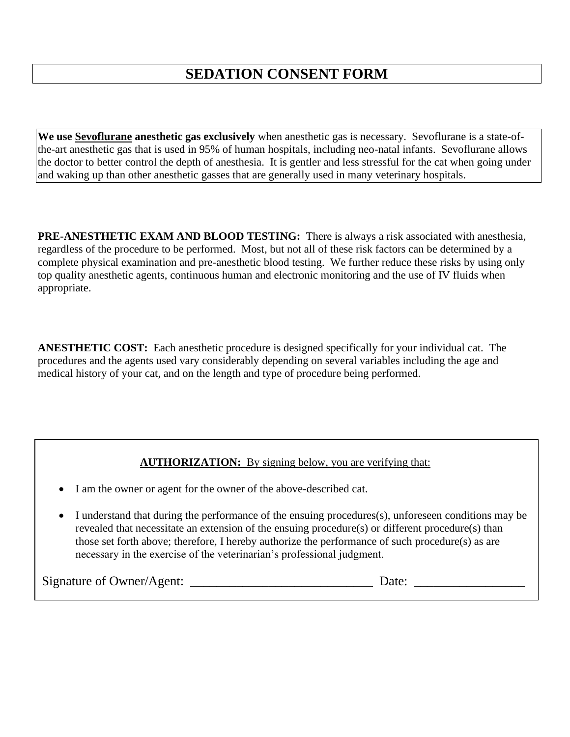# SEDATION CONSENT FORM

**We use <u>Sevoflurane</u> anesthetic gas exclusively** when anesthetic gas is necessary. Sevoflurane is a state-of-the-art anesthetic gas that is used in 95% of human hospitals, including neo-natal infants. Sevoflurane allows the doctor to better control the depth of anesthesia. It is gentler and less stressful for the cat when going under and waking up than other anesthetic gasses that are generally used in many veterinary hospitals.

**PRE-ANESTHETIC EXAM AND BLOOD TESTING:** There is always a risk associated with anesthesia, regardless of the procedure to be performed. Most, but not all of these risk factors can be determined by a complete physical examination and pre-anesthetic blood testing. We further reduce these risks by using only top quality anesthetic agents, continuous human and electronic monitoring and the use of IV fluids when appropriate.

**ANESTHETIC COST:** Each anesthetic procedure is designed specifically for your individual cat. The procedures and the agents used vary considerably depending on several variables including the age and medical history of your cat, and on the length and type of procedure being performed.

<u>**AUTHORIZATION:** By signing below, you are verifying that:</u>

- I am the owner or agent for the owner of the above-described cat.
- I understand that during the performance of the ensuing procedures(s), unforeseen conditions may be revealed that necessitate an extension of the ensuing procedure(s) or different procedure(s) than those set forth above; therefore, I hereby authorize the performance of such procedure(s) as are necessary in the exercise of the veterinarian's professional judgment.

Signature of Owner/Agent: _____________________________ Date: _________________